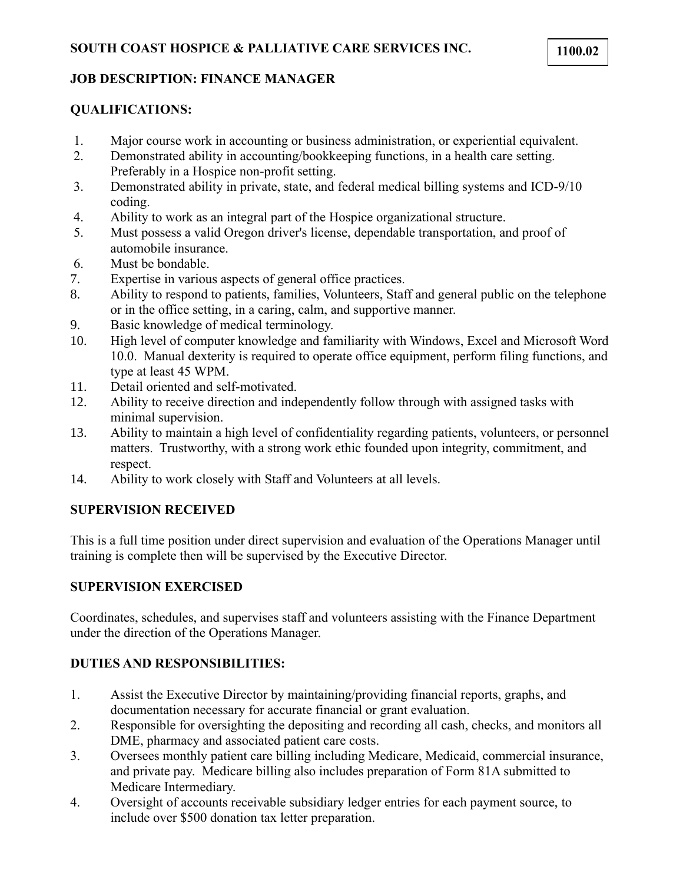# SOUTH COAST HOSPICE & PALLIATIVE CARE SERVICES INC.

**1100.02**

## JOB DESCRIPTION: FINANCE MANAGER

### QUALIFICATIONS:

1. Major course work in accounting or business administration, or experiential equivalent.
2. Demonstrated ability in accounting/bookkeeping functions, in a health care setting. Preferably in a Hospice non-profit setting.
3. Demonstrated ability in private, state, and federal medical billing systems and ICD-9/10 coding.
4. Ability to work as an integral part of the Hospice organizational structure.
5. Must possess a valid Oregon driver's license, dependable transportation, and proof of automobile insurance.
6. Must be bondable.
7. Expertise in various aspects of general office practices.
8. Ability to respond to patients, families, Volunteers, Staff and general public on the telephone or in the office setting, in a caring, calm, and supportive manner.
9. Basic knowledge of medical terminology.
10. High level of computer knowledge and familiarity with Windows, Excel and Microsoft Word 10.0. Manual dexterity is required to operate office equipment, perform filing functions, and type at least 45 WPM.
11. Detail oriented and self-motivated.
12. Ability to receive direction and independently follow through with assigned tasks with minimal supervision.
13. Ability to maintain a high level of confidentiality regarding patients, volunteers, or personnel matters. Trustworthy, with a strong work ethic founded upon integrity, commitment, and respect.
14. Ability to work closely with Staff and Volunteers at all levels.

### SUPERVISION RECEIVED

This is a full time position under direct supervision and evaluation of the Operations Manager until training is complete then will be supervised by the Executive Director.

### SUPERVISION EXERCISED

Coordinates, schedules, and supervises staff and volunteers assisting with the Finance Department under the direction of the Operations Manager.

### DUTIES AND RESPONSIBILITIES:

1. Assist the Executive Director by maintaining/providing financial reports, graphs, and documentation necessary for accurate financial or grant evaluation.
2. Responsible for oversighting the depositing and recording all cash, checks, and monitors all DME, pharmacy and associated patient care costs.
3. Oversees monthly patient care billing including Medicare, Medicaid, commercial insurance, and private pay. Medicare billing also includes preparation of Form 81A submitted to Medicare Intermediary.
4. Oversight of accounts receivable subsidiary ledger entries for each payment source, to include over $500 donation tax letter preparation.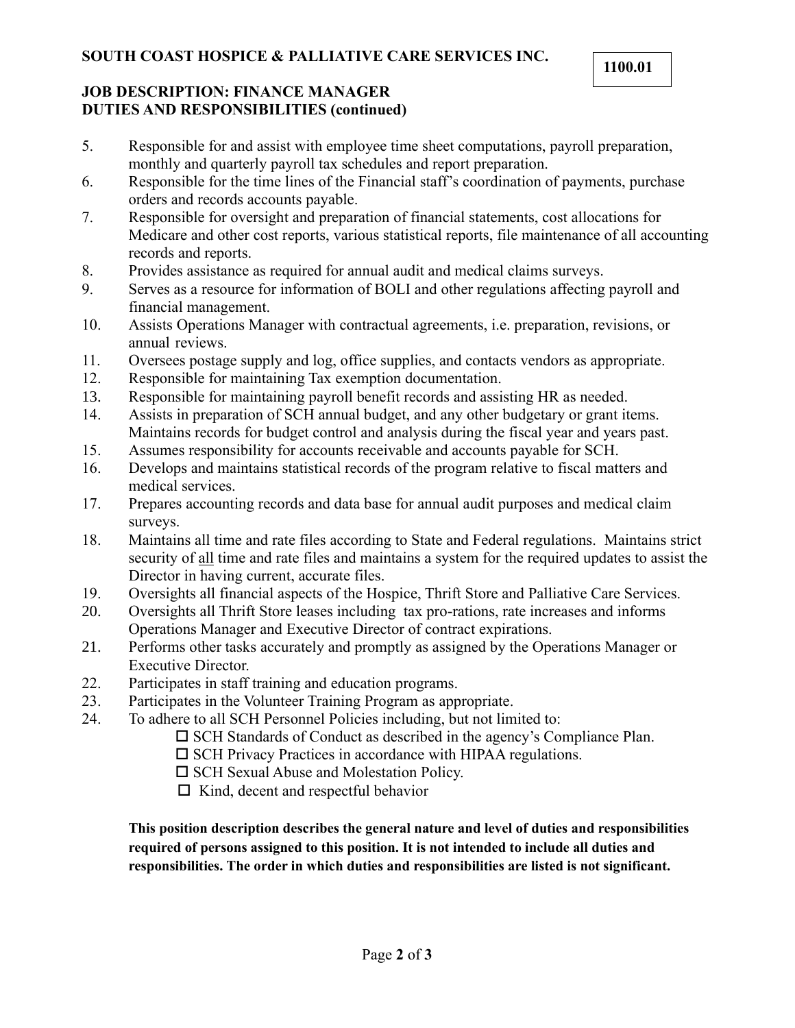**SOUTH COAST HOSPICE & PALLIATIVE CARE SERVICES INC.**

**1100.01**

**JOB DESCRIPTION: FINANCE MANAGER**
**DUTIES AND RESPONSIBILITIES (continued)**

5. Responsible for and assist with employee time sheet computations, payroll preparation, monthly and quarterly payroll tax schedules and report preparation.
6. Responsible for the time lines of the Financial staff's coordination of payments, purchase orders and records accounts payable.
7. Responsible for oversight and preparation of financial statements, cost allocations for Medicare and other cost reports, various statistical reports, file maintenance of all accounting records and reports.
8. Provides assistance as required for annual audit and medical claims surveys.
9. Serves as a resource for information of BOLI and other regulations affecting payroll and financial management.
10. Assists Operations Manager with contractual agreements, i.e. preparation, revisions, or annual reviews.
11. Oversees postage supply and log, office supplies, and contacts vendors as appropriate.
12. Responsible for maintaining Tax exemption documentation.
13. Responsible for maintaining payroll benefit records and assisting HR as needed.
14. Assists in preparation of SCH annual budget, and any other budgetary or grant items. Maintains records for budget control and analysis during the fiscal year and years past.
15. Assumes responsibility for accounts receivable and accounts payable for SCH.
16. Develops and maintains statistical records of the program relative to fiscal matters and medical services.
17. Prepares accounting records and data base for annual audit purposes and medical claim surveys.
18. Maintains all time and rate files according to State and Federal regulations. Maintains strict security of <u>all</u> time and rate files and maintains a system for the required updates to assist the Director in having current, accurate files.
19. Oversights all financial aspects of the Hospice, Thrift Store and Palliative Care Services.
20. Oversights all Thrift Store leases including tax pro-rations, rate increases and informs Operations Manager and Executive Director of contract expirations.
21. Performs other tasks accurately and promptly as assigned by the Operations Manager or Executive Director.
22. Participates in staff training and education programs.
23. Participates in the Volunteer Training Program as appropriate.
24. To adhere to all SCH Personnel Policies including, but not limited to:
    - ☐ SCH Standards of Conduct as described in the agency's Compliance Plan.
    - ☐ SCH Privacy Practices in accordance with HIPAA regulations.
    - ☐ SCH Sexual Abuse and Molestation Policy.
    - ☐ Kind, decent and respectful behavior

**This position description describes the general nature and level of duties and responsibilities required of persons assigned to this position. It is not intended to include all duties and responsibilities. The order in which duties and responsibilities are listed is not significant.**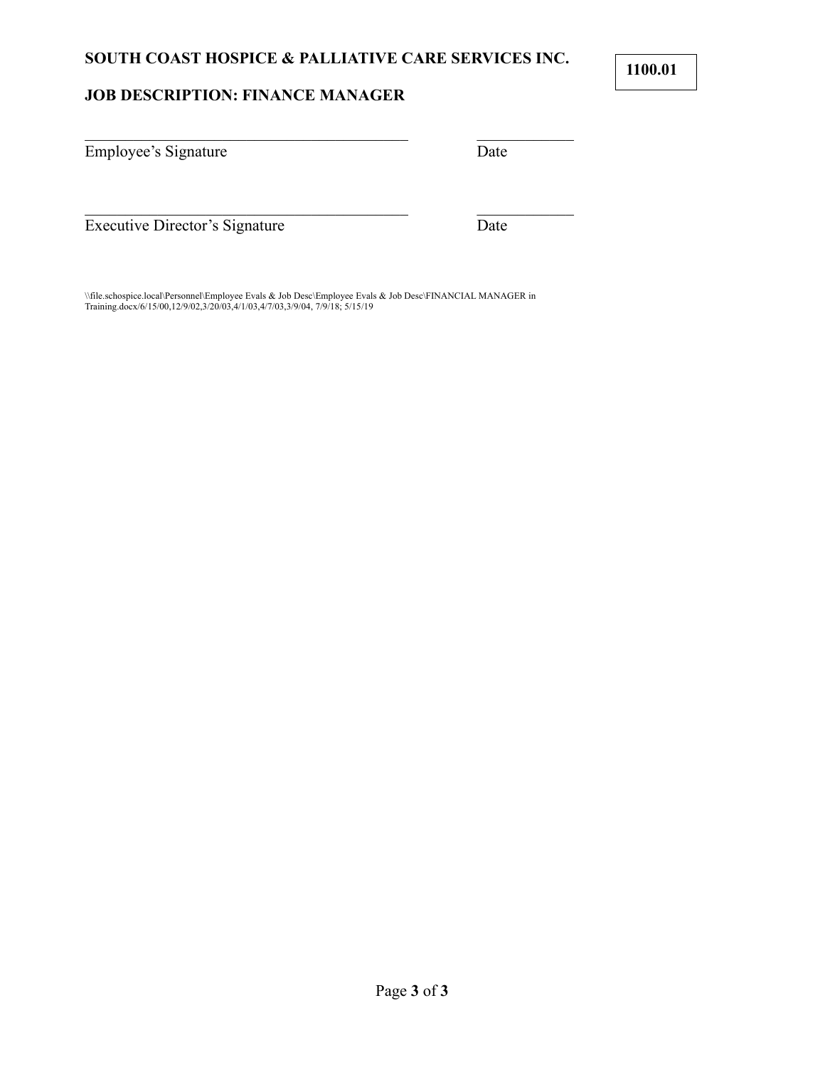______________________________________ ___________
Employee's Signature Date

______________________________________ ___________
Executive Director's Signature Date

\\file.schospice.local\Personnel\Employee Evals & Job Desc\Employee Evals & Job Desc\FINANCIAL MANAGER in Training.docx/6/15/00,12/9/02,3/20/03,4/1/03,4/7/03,3/9/04, 7/9/18; 5/15/19